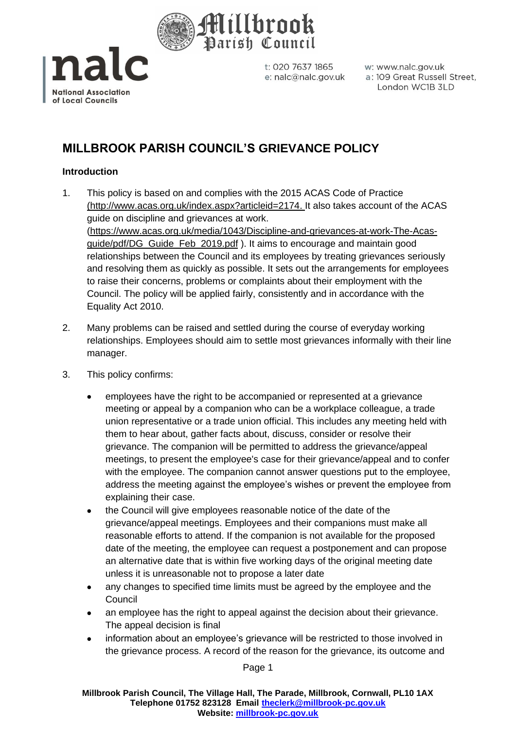# MILLBROOK PARISH COUNCIL'S GRIEVANCE POLICY

## Introduction

1. This policy is based on and complies with the 2015 ACAS Code of Practice (http://www.acas.org.uk/index.aspx?articleid=2174. It also takes account of the ACAS guide on discipline and grievances at work. (https://www.acas.org.uk/media/1043/Discipline-and-grievances-at-work-The-Acas-guide/pdf/DG_Guide_Feb_2019.pdf ). It aims to encourage and maintain good relationships between the Council and its employees by treating grievances seriously and resolving them as quickly as possible. It sets out the arrangements for employees to raise their concerns, problems or complaints about their employment with the Council. The policy will be applied fairly, consistently and in accordance with the Equality Act 2010.

2. Many problems can be raised and settled during the course of everyday working relationships. Employees should aim to settle most grievances informally with their line manager.

3. This policy confirms:

   - employees have the right to be accompanied or represented at a grievance meeting or appeal by a companion who can be a workplace colleague, a trade union representative or a trade union official. This includes any meeting held with them to hear about, gather facts about, discuss, consider or resolve their grievance. The companion will be permitted to address the grievance/appeal meetings, to present the employee's case for their grievance/appeal and to confer with the employee. The companion cannot answer questions put to the employee, address the meeting against the employee's wishes or prevent the employee from explaining their case.
   - the Council will give employees reasonable notice of the date of the grievance/appeal meetings. Employees and their companions must make all reasonable efforts to attend. If the companion is not available for the proposed date of the meeting, the employee can request a postponement and can propose an alternative date that is within five working days of the original meeting date unless it is unreasonable not to propose a later date
   - any changes to specified time limits must be agreed by the employee and the Council
   - an employee has the right to appeal against the decision about their grievance. The appeal decision is final
   - information about an employee's grievance will be restricted to those involved in the grievance process. A record of the reason for the grievance, its outcome and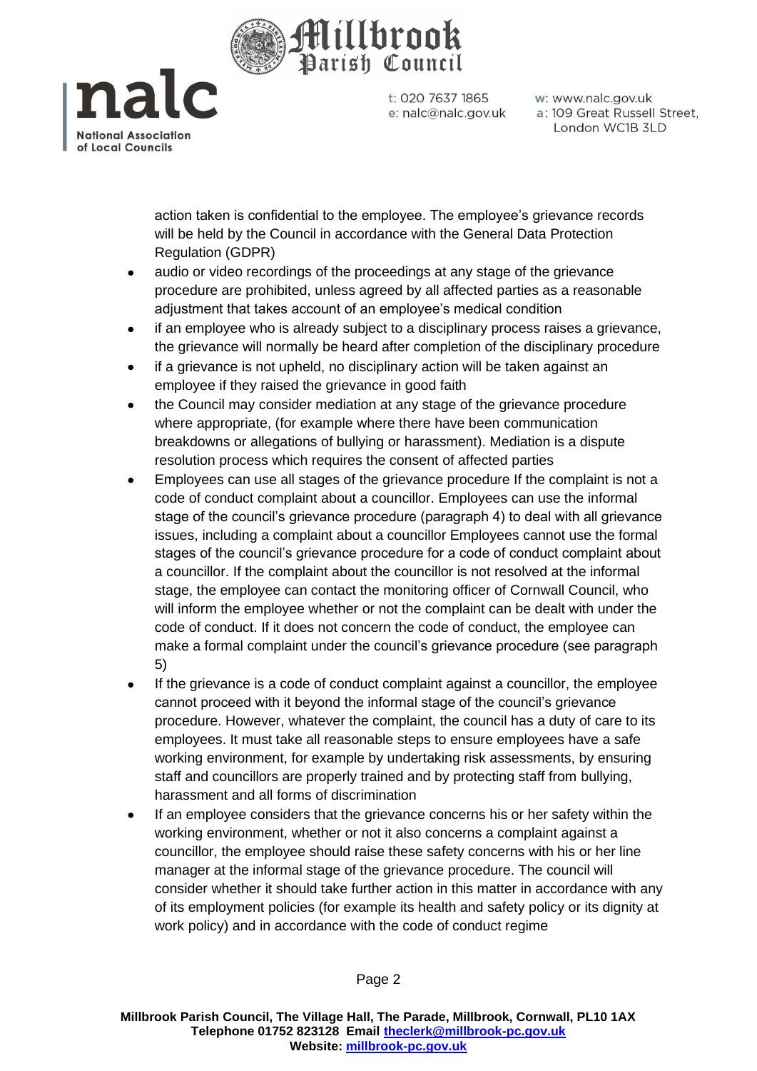action taken is confidential to the employee. The employee's grievance records will be held by the Council in accordance with the General Data Protection Regulation (GDPR)

- audio or video recordings of the proceedings at any stage of the grievance procedure are prohibited, unless agreed by all affected parties as a reasonable adjustment that takes account of an employee's medical condition
- if an employee who is already subject to a disciplinary process raises a grievance, the grievance will normally be heard after completion of the disciplinary procedure
- if a grievance is not upheld, no disciplinary action will be taken against an employee if they raised the grievance in good faith
- the Council may consider mediation at any stage of the grievance procedure where appropriate, (for example where there have been communication breakdowns or allegations of bullying or harassment). Mediation is a dispute resolution process which requires the consent of affected parties
- Employees can use all stages of the grievance procedure If the complaint is not a code of conduct complaint about a councillor. Employees can use the informal stage of the council's grievance procedure (paragraph 4) to deal with all grievance issues, including a complaint about a councillor Employees cannot use the formal stages of the council's grievance procedure for a code of conduct complaint about a councillor. If the complaint about the councillor is not resolved at the informal stage, the employee can contact the monitoring officer of Cornwall Council, who will inform the employee whether or not the complaint can be dealt with under the code of conduct. If it does not concern the code of conduct, the employee can make a formal complaint under the council's grievance procedure (see paragraph 5)
- If the grievance is a code of conduct complaint against a councillor, the employee cannot proceed with it beyond the informal stage of the council's grievance procedure. However, whatever the complaint, the council has a duty of care to its employees. It must take all reasonable steps to ensure employees have a safe working environment, for example by undertaking risk assessments, by ensuring staff and councillors are properly trained and by protecting staff from bullying, harassment and all forms of discrimination
- If an employee considers that the grievance concerns his or her safety within the working environment, whether or not it also concerns a complaint against a councillor, the employee should raise these safety concerns with his or her line manager at the informal stage of the grievance procedure. The council will consider whether it should take further action in this matter in accordance with any of its employment policies (for example its health and safety policy or its dignity at work policy) and in accordance with the code of conduct regime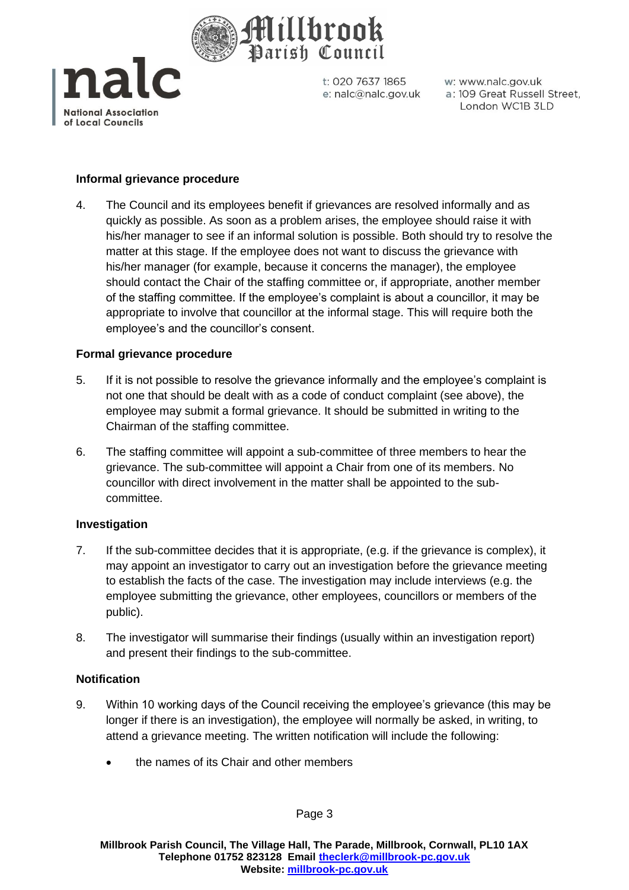### Informal grievance procedure

4. The Council and its employees benefit if grievances are resolved informally and as quickly as possible. As soon as a problem arises, the employee should raise it with his/her manager to see if an informal solution is possible. Both should try to resolve the matter at this stage. If the employee does not want to discuss the grievance with his/her manager (for example, because it concerns the manager), the employee should contact the Chair of the staffing committee or, if appropriate, another member of the staffing committee. If the employee's complaint is about a councillor, it may be appropriate to involve that councillor at the informal stage. This will require both the employee's and the councillor's consent.

### Formal grievance procedure

5. If it is not possible to resolve the grievance informally and the employee's complaint is not one that should be dealt with as a code of conduct complaint (see above), the employee may submit a formal grievance. It should be submitted in writing to the Chairman of the staffing committee.

6. The staffing committee will appoint a sub-committee of three members to hear the grievance. The sub-committee will appoint a Chair from one of its members. No councillor with direct involvement in the matter shall be appointed to the sub-committee.

### Investigation

7. If the sub-committee decides that it is appropriate, (e.g. if the grievance is complex), it may appoint an investigator to carry out an investigation before the grievance meeting to establish the facts of the case. The investigation may include interviews (e.g. the employee submitting the grievance, other employees, councillors or members of the public).

8. The investigator will summarise their findings (usually within an investigation report) and present their findings to the sub-committee.

### Notification

9. Within 10 working days of the Council receiving the employee's grievance (this may be longer if there is an investigation), the employee will normally be asked, in writing, to attend a grievance meeting. The written notification will include the following:

   - the names of its Chair and other members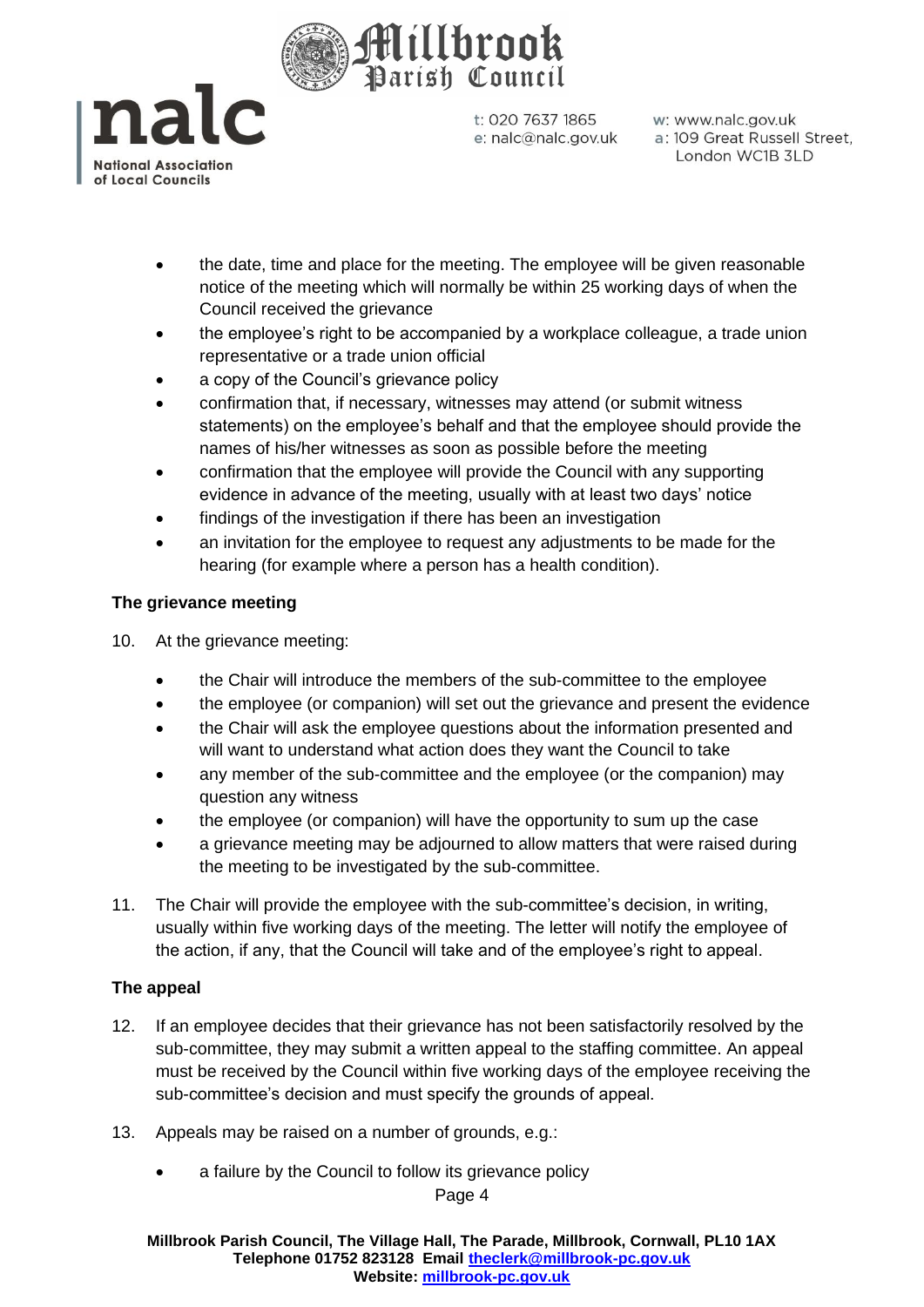- the date, time and place for the meeting. The employee will be given reasonable notice of the meeting which will normally be within 25 working days of when the Council received the grievance
- the employee's right to be accompanied by a workplace colleague, a trade union representative or a trade union official
- a copy of the Council's grievance policy
- confirmation that, if necessary, witnesses may attend (or submit witness statements) on the employee's behalf and that the employee should provide the names of his/her witnesses as soon as possible before the meeting
- confirmation that the employee will provide the Council with any supporting evidence in advance of the meeting, usually with at least two days' notice
- findings of the investigation if there has been an investigation
- an invitation for the employee to request any adjustments to be made for the hearing (for example where a person has a health condition).

**The grievance meeting**

10. At the grievance meeting:

    - the Chair will introduce the members of the sub-committee to the employee
    - the employee (or companion) will set out the grievance and present the evidence
    - the Chair will ask the employee questions about the information presented and will want to understand what action does they want the Council to take
    - any member of the sub-committee and the employee (or the companion) may question any witness
    - the employee (or companion) will have the opportunity to sum up the case
    - a grievance meeting may be adjourned to allow matters that were raised during the meeting to be investigated by the sub-committee.

11. The Chair will provide the employee with the sub-committee's decision, in writing, usually within five working days of the meeting. The letter will notify the employee of the action, if any, that the Council will take and of the employee's right to appeal.

**The appeal**

12. If an employee decides that their grievance has not been satisfactorily resolved by the sub-committee, they may submit a written appeal to the staffing committee. An appeal must be received by the Council within five working days of the employee receiving the sub-committee's decision and must specify the grounds of appeal.

13. Appeals may be raised on a number of grounds, e.g.:

    - a failure by the Council to follow its grievance policy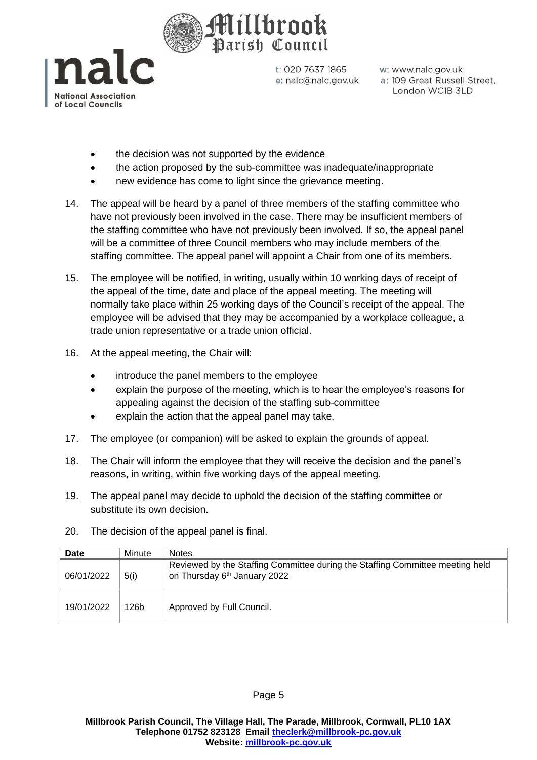- the decision was not supported by the evidence
- the action proposed by the sub-committee was inadequate/inappropriate
- new evidence has come to light since the grievance meeting.

14. The appeal will be heard by a panel of three members of the staffing committee who have not previously been involved in the case. There may be insufficient members of the staffing committee who have not previously been involved. If so, the appeal panel will be a committee of three Council members who may include members of the staffing committee. The appeal panel will appoint a Chair from one of its members.

15. The employee will be notified, in writing, usually within 10 working days of receipt of the appeal of the time, date and place of the appeal meeting. The meeting will normally take place within 25 working days of the Council's receipt of the appeal. The employee will be advised that they may be accompanied by a workplace colleague, a trade union representative or a trade union official.

16. At the appeal meeting, the Chair will:

    - introduce the panel members to the employee
    - explain the purpose of the meeting, which is to hear the employee's reasons for appealing against the decision of the staffing sub-committee
    - explain the action that the appeal panel may take.

17. The employee (or companion) will be asked to explain the grounds of appeal.

18. The Chair will inform the employee that they will receive the decision and the panel's reasons, in writing, within five working days of the appeal meeting.

19. The appeal panel may decide to uphold the decision of the staffing committee or substitute its own decision.

20. The decision of the appeal panel is final.

| **Date** | Minute | Notes |
| --- | --- | --- |
| 06/01/2022 | 5(i) | Reviewed by the Staffing Committee during the Staffing Committee meeting held on Thursday 6th January 2022 |
| 19/01/2022 | 126b | Approved by Full Council. |